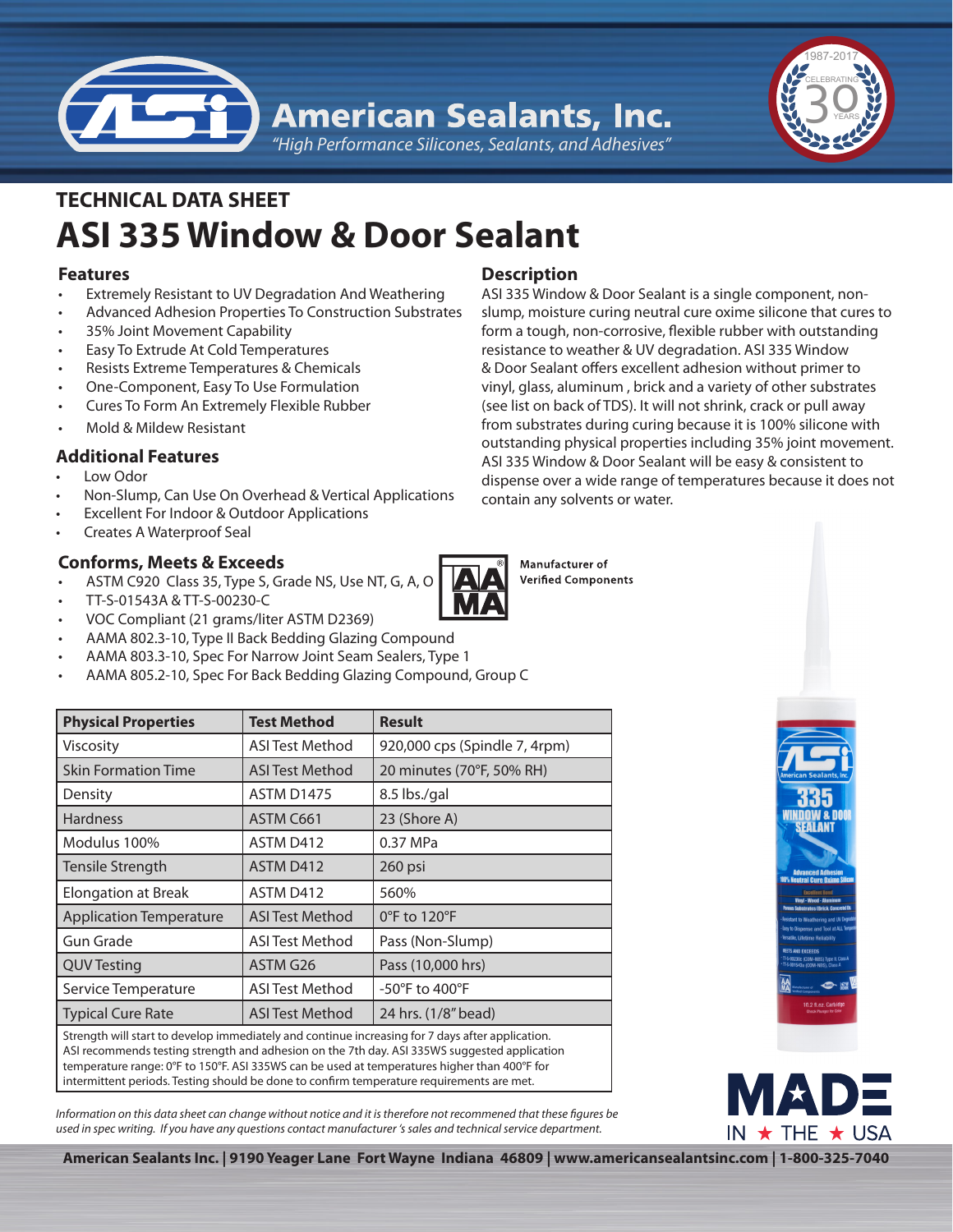# American Sealants, Inc.

*"High Performance Silicones, Sealants, and Adhesives"*

1987-2017 CELEBRATING 30 YEARS

## TECHNICAL DATA SHEET

# ASI 335 Window & Door Sealant

### Features

- Extremely Resistant to UV Degradation And Weathering
- Advanced Adhesion Properties To Construction Substrates
- 35% Joint Movement Capability
- Easy To Extrude At Cold Temperatures
- Resists Extreme Temperatures & Chemicals
- One-Component, Easy To Use Formulation
- Cures To Form An Extremely Flexible Rubber
- Mold & Mildew Resistant

### Additional Features

- Low Odor
- Non-Slump, Can Use On Overhead & Vertical Applications
- Excellent For Indoor & Outdoor Applications
- Creates A Waterproof Seal

### Conforms, Meets & Exceeds

- ASTM C920 Class 35, Type S, Grade NS, Use NT, G, A, O
- TT-S-01543A & TT-S-00230-C
- VOC Compliant (21 grams/liter ASTM D2369)
- AAMA 802.3-10, Type II Back Bedding Glazing Compound
- AAMA 803.3-10, Spec For Narrow Joint Seam Sealers, Type 1
- AAMA 805.2-10, Spec For Back Bedding Glazing Compound, Group C

AAMA Manufacturer of Verified Components

### Description

ASI 335 Window & Door Sealant is a single component, non-slump, moisture curing neutral cure oxime silicone that cures to form a tough, non-corrosive, flexible rubber with outstanding resistance to weather & UV degradation. ASI 335 Window & Door Sealant offers excellent adhesion without primer to vinyl, glass, aluminum , brick and a variety of other substrates (see list on back of TDS). It will not shrink, crack or pull away from substrates during curing because it is 100% silicone with outstanding physical properties including 35% joint movement. ASI 335 Window & Door Sealant will be easy & consistent to dispense over a wide range of temperatures because it does not contain any solvents or water.

| Physical Properties | Test Method | Result |
|---|---|---|
| Viscosity | ASI Test Method | 920,000 cps (Spindle 7, 4rpm) |
| Skin Formation Time | ASI Test Method | 20 minutes (70°F, 50% RH) |
| Density | ASTM D1475 | 8.5 lbs./gal |
| Hardness | ASTM C661 | 23 (Shore A) |
| Modulus 100% | ASTM D412 | 0.37 MPa |
| Tensile Strength | ASTM D412 | 260 psi |
| Elongation at Break | ASTM D412 | 560% |
| Application Temperature | ASI Test Method | 0°F to 120°F |
| Gun Grade | ASI Test Method | Pass (Non-Slump) |
| QUV Testing | ASTM G26 | Pass (10,000 hrs) |
| Service Temperature | ASI Test Method | -50°F to 400°F |
| Typical Cure Rate | ASI Test Method | 24 hrs. (1/8" bead) |

Strength will start to develop immediately and continue increasing for 7 days after application. ASI recommends testing strength and adhesion on the 7th day. ASI 335WS suggested application temperature range: 0°F to 150°F. ASI 335WS can be used at temperatures higher than 400°F for intermittent periods. Testing should be done to confirm temperature requirements are met.

*Information on this data sheet can change without notice and it is therefore not recommened that these figures be used in spec writing. If you have any questions contact manufacturer 's sales and technical service department.*

MADE IN ★ THE ★ USA

**American Sealants Inc. | 9190 Yeager Lane Fort Wayne Indiana 46809 | www.americansealantsinc.com | 1-800-325-7040**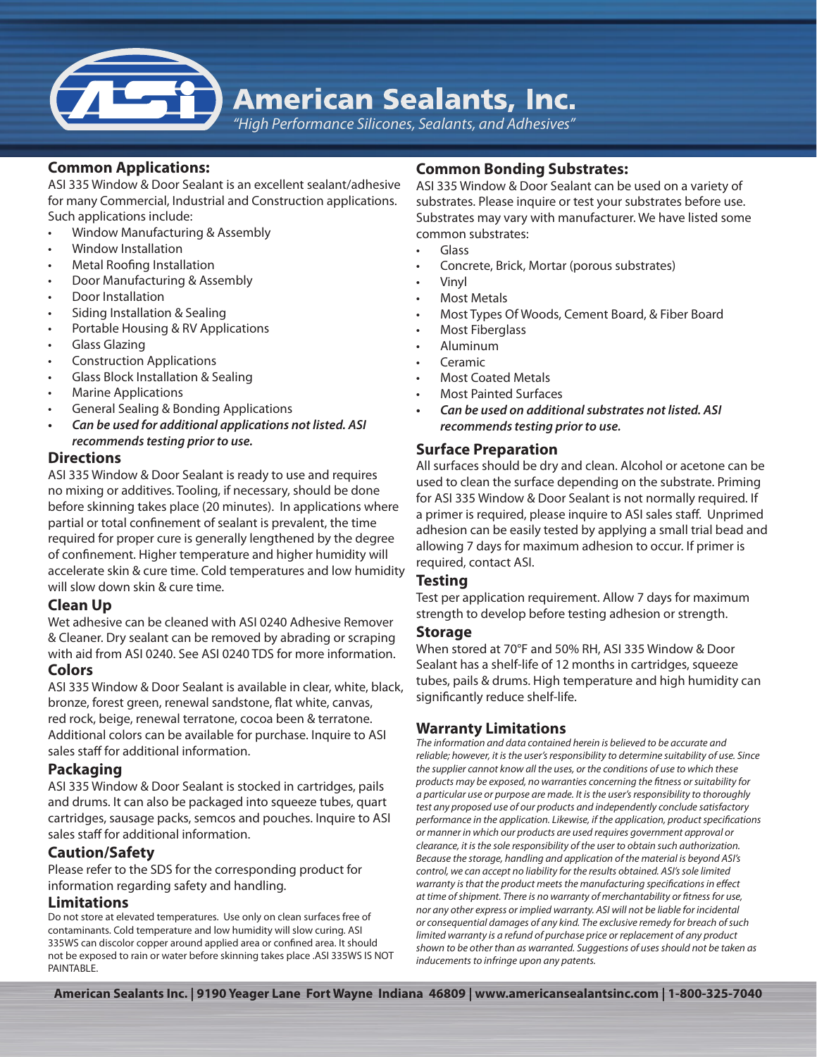# American Sealants, Inc.

*"High Performance Silicones, Sealants, and Adhesives"*

## Common Applications:

ASI 335 Window & Door Sealant is an excellent sealant/adhesive for many Commercial, Industrial and Construction applications. Such applications include:

- Window Manufacturing & Assembly
- Window Installation
- Metal Roofing Installation
- Door Manufacturing & Assembly
- Door Installation
- Siding Installation & Sealing
- Portable Housing & RV Applications
- Glass Glazing
- Construction Applications
- Glass Block Installation & Sealing
- Marine Applications
- General Sealing & Bonding Applications
- ***Can be used for additional applications not listed. ASI recommends testing prior to use.***

## Directions

ASI 335 Window & Door Sealant is ready to use and requires no mixing or additives. Tooling, if necessary, should be done before skinning takes place (20 minutes). In applications where partial or total confinement of sealant is prevalent, the time required for proper cure is generally lengthened by the degree of confinement. Higher temperature and higher humidity will accelerate skin & cure time. Cold temperatures and low humidity will slow down skin & cure time.

## Clean Up

Wet adhesive can be cleaned with ASI 0240 Adhesive Remover & Cleaner. Dry sealant can be removed by abrading or scraping with aid from ASI 0240. See ASI 0240 TDS for more information.

## Colors

ASI 335 Window & Door Sealant is available in clear, white, black, bronze, forest green, renewal sandstone, flat white, canvas, red rock, beige, renewal terratone, cocoa been & terratone. Additional colors can be available for purchase. Inquire to ASI sales staff for additional information.

## Packaging

ASI 335 Window & Door Sealant is stocked in cartridges, pails and drums. It can also be packaged into squeeze tubes, quart cartridges, sausage packs, semcos and pouches. Inquire to ASI sales staff for additional information.

## Caution/Safety

Please refer to the SDS for the corresponding product for information regarding safety and handling.

## Limitations

Do not store at elevated temperatures. Use only on clean surfaces free of contaminants. Cold temperature and low humidity will slow curing. ASI 335WS can discolor copper around applied area or confined area. It should not be exposed to rain or water before skinning takes place .ASI 335WS IS NOT PAINTABLE.

## Common Bonding Substrates:

ASI 335 Window & Door Sealant can be used on a variety of substrates. Please inquire or test your substrates before use. Substrates may vary with manufacturer. We have listed some common substrates:

- Glass
- Concrete, Brick, Mortar (porous substrates)
- Vinyl
- Most Metals
- Most Types Of Woods, Cement Board, & Fiber Board
- Most Fiberglass
- Aluminum
- Ceramic
- Most Coated Metals
- Most Painted Surfaces
- ***Can be used on additional substrates not listed. ASI recommends testing prior to use.***

## Surface Preparation

All surfaces should be dry and clean. Alcohol or acetone can be used to clean the surface depending on the substrate. Priming for ASI 335 Window & Door Sealant is not normally required. If a primer is required, please inquire to ASI sales staff. Unprimed adhesion can be easily tested by applying a small trial bead and allowing 7 days for maximum adhesion to occur. If primer is required, contact ASI.

## Testing

Test per application requirement. Allow 7 days for maximum strength to develop before testing adhesion or strength.

## Storage

When stored at 70°F and 50% RH, ASI 335 Window & Door Sealant has a shelf-life of 12 months in cartridges, squeeze tubes, pails & drums. High temperature and high humidity can significantly reduce shelf-life.

## Warranty Limitations

*The information and data contained herein is believed to be accurate and reliable; however, it is the user's responsibility to determine suitability of use. Since the supplier cannot know all the uses, or the conditions of use to which these products may be exposed, no warranties concerning the fitness or suitability for a particular use or purpose are made. It is the user's responsibility to thoroughly test any proposed use of our products and independently conclude satisfactory performance in the application. Likewise, if the application, product specifications or manner in which our products are used requires government approval or clearance, it is the sole responsibility of the user to obtain such authorization. Because the storage, handling and application of the material is beyond ASI's control, we can accept no liability for the results obtained. ASI's sole limited warranty is that the product meets the manufacturing specifications in effect at time of shipment. There is no warranty of merchantability or fitness for use, nor any other express or implied warranty. ASI will not be liable for incidental or consequential damages of any kind. The exclusive remedy for breach of such limited warranty is a refund of purchase price or replacement of any product shown to be other than as warranted. Suggestions of uses should not be taken as inducements to infringe upon any patents.*

**American Sealants Inc. | 9190 Yeager Lane Fort Wayne Indiana 46809 | www.americansealantsinc.com | 1-800-325-7040**